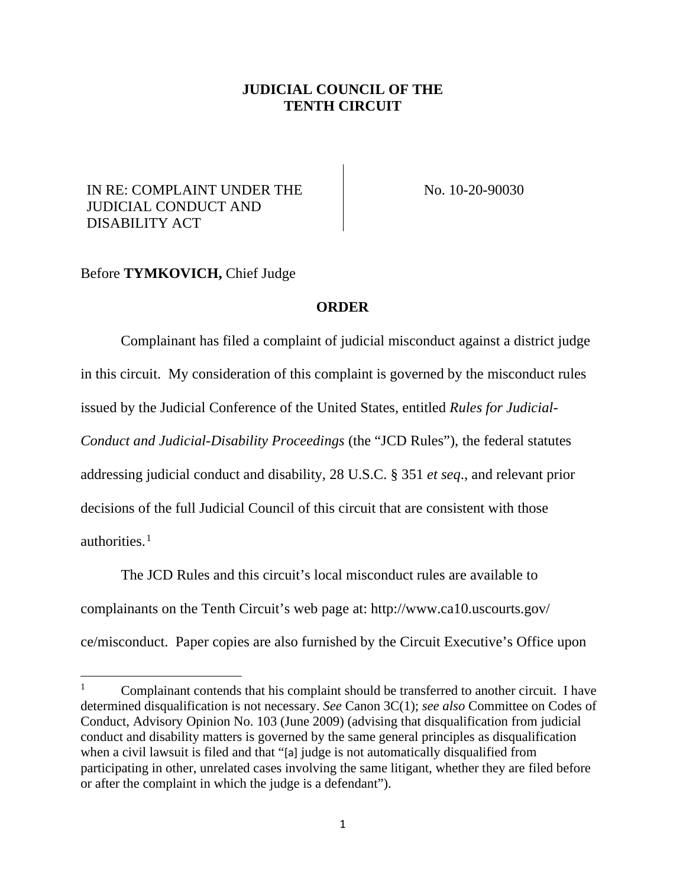**JUDICIAL COUNCIL OF THE TENTH CIRCUIT**

| IN RE: COMPLAINT UNDER THE JUDICIAL CONDUCT AND DISABILITY ACT | No. 10-20-90030 |
| --- | --- |

Before **TYMKOVICH,** Chief Judge

**ORDER**

Complainant has filed a complaint of judicial misconduct against a district judge in this circuit. My consideration of this complaint is governed by the misconduct rules issued by the Judicial Conference of the United States, entitled *Rules for Judicial-Conduct and Judicial-Disability Proceedings* (the "JCD Rules"), the federal statutes addressing judicial conduct and disability, 28 U.S.C. § 351 *et seq*., and relevant prior decisions of the full Judicial Council of this circuit that are consistent with those authorities.[1]

The JCD Rules and this circuit's local misconduct rules are available to complainants on the Tenth Circuit's web page at: http://www.ca10.uscourts.gov/ce/misconduct. Paper copies are also furnished by the Circuit Executive's Office upon

[1] Complainant contends that his complaint should be transferred to another circuit. I have determined disqualification is not necessary. *See* Canon 3C(1); *see also* Committee on Codes of Conduct, Advisory Opinion No. 103 (June 2009) (advising that disqualification from judicial conduct and disability matters is governed by the same general principles as disqualification when a civil lawsuit is filed and that "[a] judge is not automatically disqualified from participating in other, unrelated cases involving the same litigant, whether they are filed before or after the complaint in which the judge is a defendant").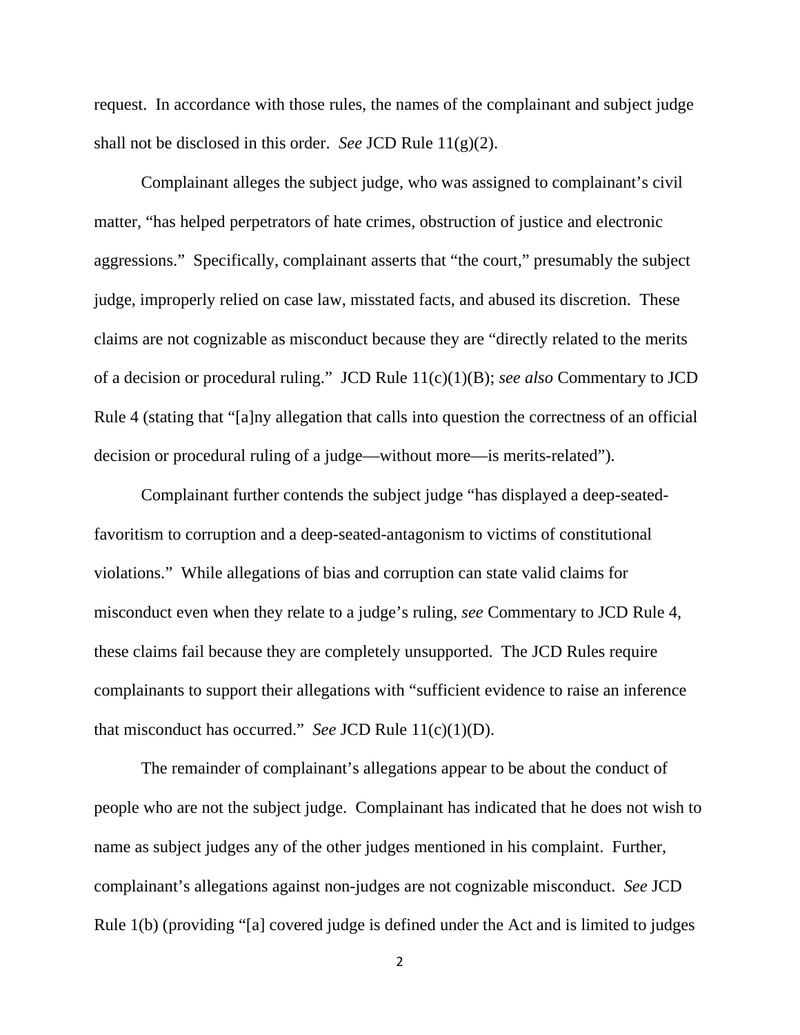request. In accordance with those rules, the names of the complainant and subject judge shall not be disclosed in this order. *See* JCD Rule 11(g)(2).

Complainant alleges the subject judge, who was assigned to complainant's civil matter, "has helped perpetrators of hate crimes, obstruction of justice and electronic aggressions." Specifically, complainant asserts that "the court," presumably the subject judge, improperly relied on case law, misstated facts, and abused its discretion. These claims are not cognizable as misconduct because they are "directly related to the merits of a decision or procedural ruling." JCD Rule 11(c)(1)(B); *see also* Commentary to JCD Rule 4 (stating that "[a]ny allegation that calls into question the correctness of an official decision or procedural ruling of a judge—without more—is merits-related").

Complainant further contends the subject judge "has displayed a deep-seated-favoritism to corruption and a deep-seated-antagonism to victims of constitutional violations." While allegations of bias and corruption can state valid claims for misconduct even when they relate to a judge's ruling, *see* Commentary to JCD Rule 4, these claims fail because they are completely unsupported. The JCD Rules require complainants to support their allegations with "sufficient evidence to raise an inference that misconduct has occurred." *See* JCD Rule 11(c)(1)(D).

The remainder of complainant's allegations appear to be about the conduct of people who are not the subject judge. Complainant has indicated that he does not wish to name as subject judges any of the other judges mentioned in his complaint. Further, complainant's allegations against non-judges are not cognizable misconduct. *See* JCD Rule 1(b) (providing "[a] covered judge is defined under the Act and is limited to judges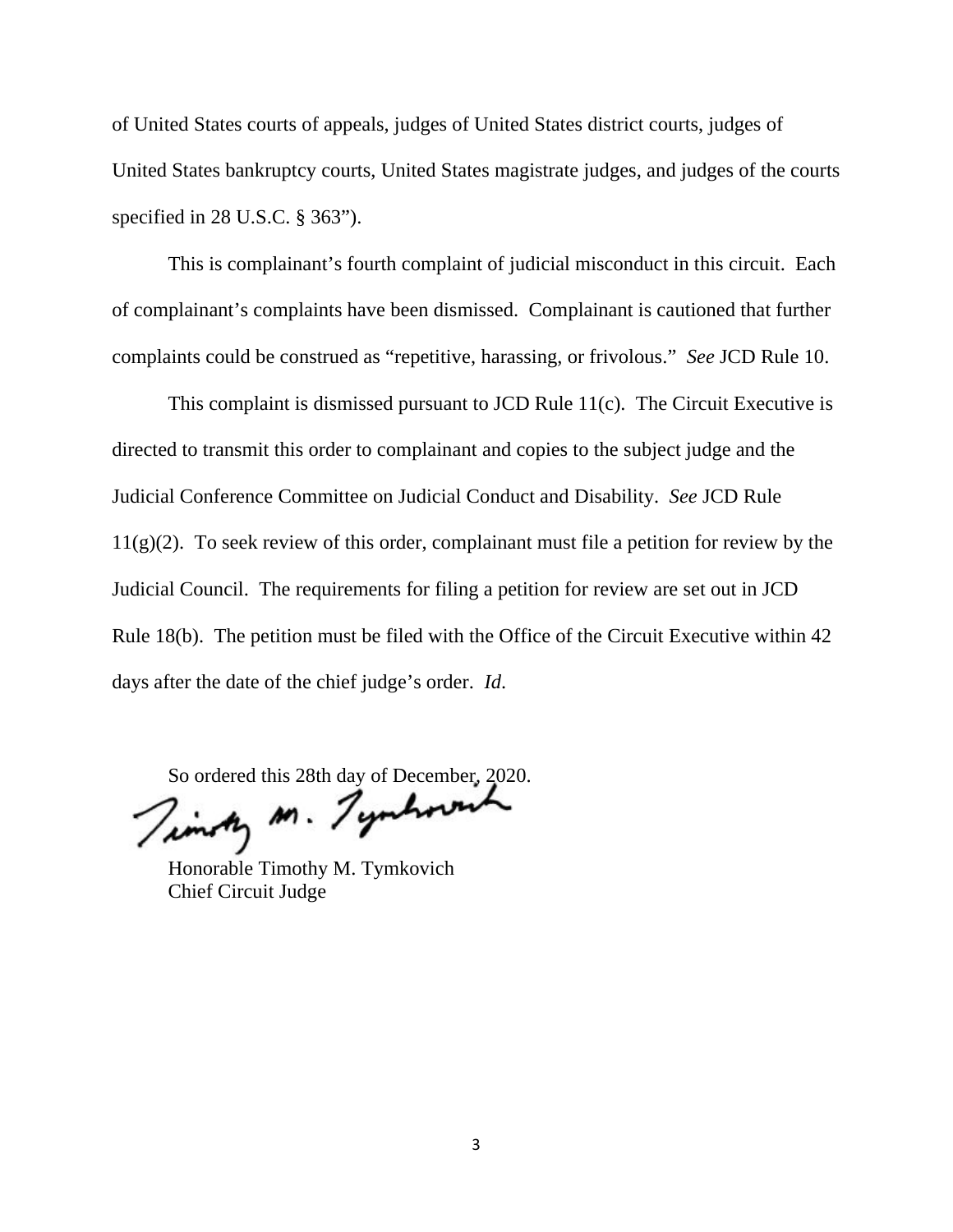of United States courts of appeals, judges of United States district courts, judges of United States bankruptcy courts, United States magistrate judges, and judges of the courts specified in 28 U.S.C. § 363").

This is complainant's fourth complaint of judicial misconduct in this circuit. Each of complainant's complaints have been dismissed. Complainant is cautioned that further complaints could be construed as "repetitive, harassing, or frivolous." *See* JCD Rule 10.

This complaint is dismissed pursuant to JCD Rule 11(c). The Circuit Executive is directed to transmit this order to complainant and copies to the subject judge and the Judicial Conference Committee on Judicial Conduct and Disability. *See* JCD Rule 11(g)(2). To seek review of this order, complainant must file a petition for review by the Judicial Council. The requirements for filing a petition for review are set out in JCD Rule 18(b). The petition must be filed with the Office of the Circuit Executive within 42 days after the date of the chief judge's order. *Id.*

So ordered this 28th day of December, 2020.

Honorable Timothy M. Tymkovich
Chief Circuit Judge